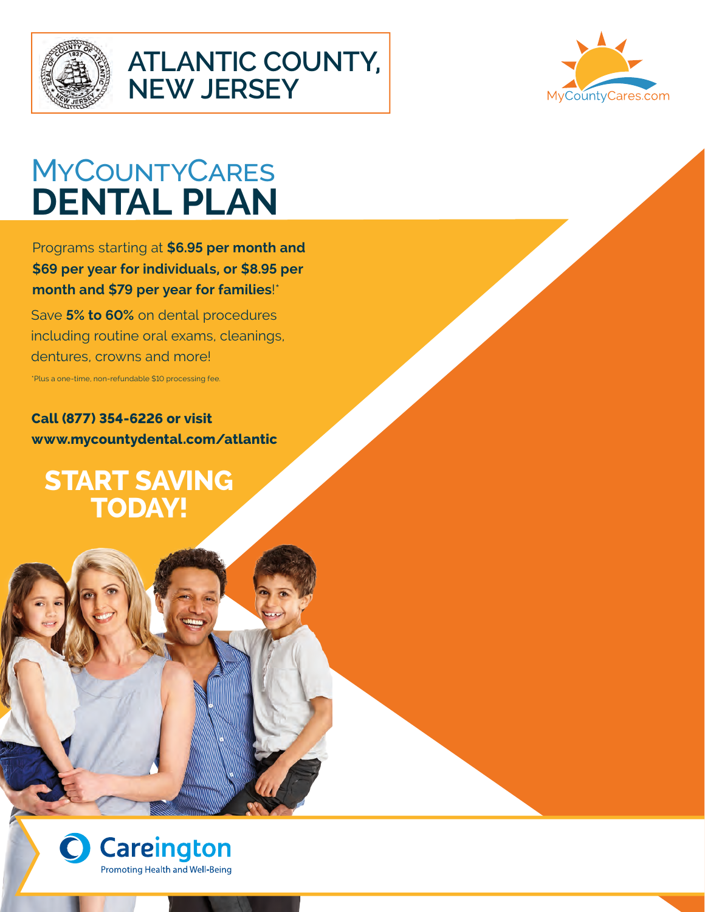# ATLANTIC COUNTY, NEW JERSEY

MyCountyCares.com

# MyCountyCares
# DENTAL PLAN

Programs starting at **$6.95 per month and $69 per year for individuals, or $8.95 per month and $79 per year for families**!*

Save **5% to 60%** on dental procedures including routine oral exams, cleanings, dentures, crowns and more!

*Plus a one-time, non-refundable $10 processing fee.

**Call (877) 354-6226 or visit www.mycountydental.com/atlantic**

## START SAVING TODAY!

Careington
Promoting Health and Well-Being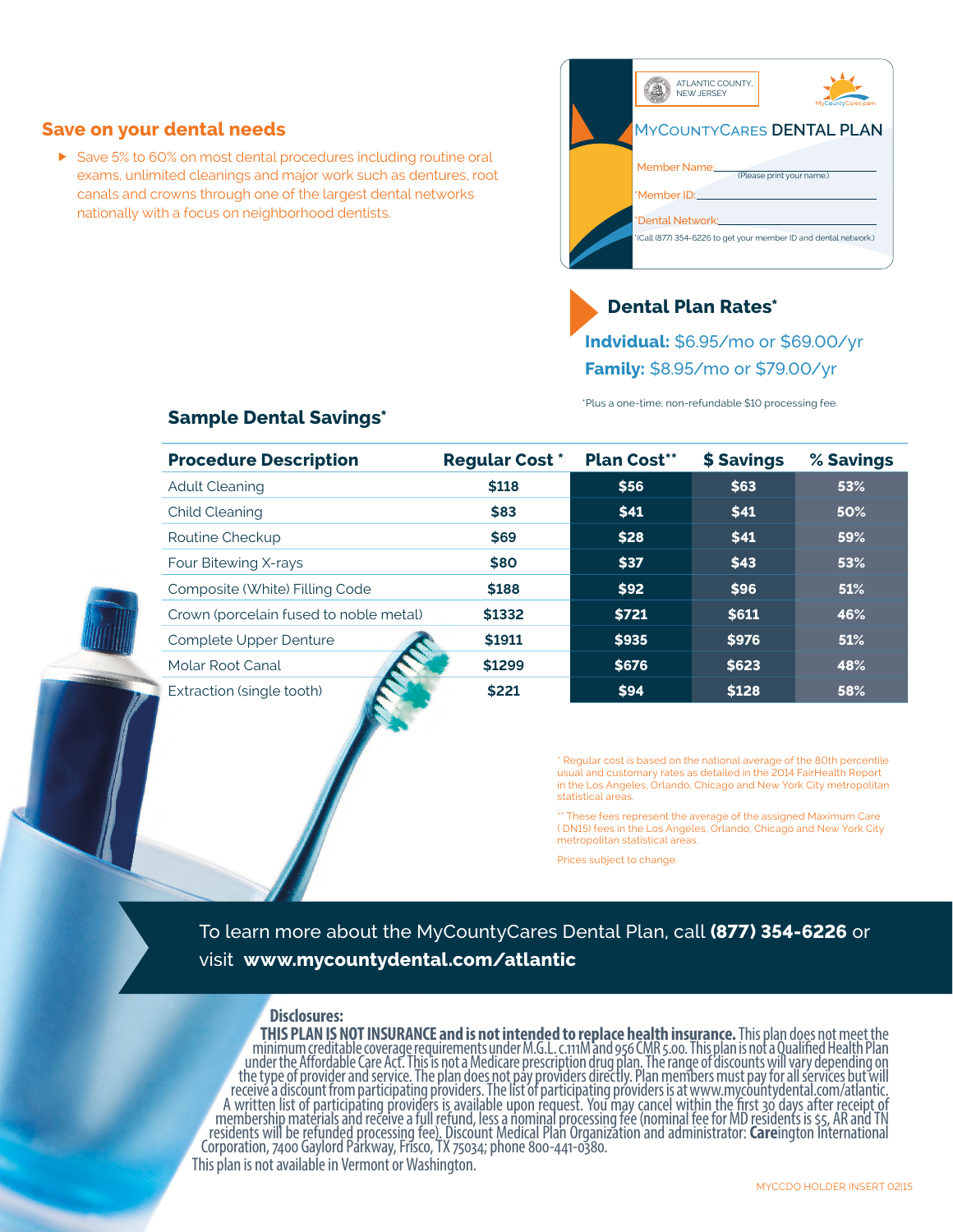## Save on your dental needs

- Save 5% to 60% on most dental procedures including routine oral exams, unlimited cleanings and major work such as dentures, root canals and crowns through one of the largest dental networks nationally with a focus on neighborhood dentists.

ATLANTIC COUNTY, NEW JERSEY

MyCountyCares.com

**MYCOUNTYCARES DENTAL PLAN**

Member Name: ______________________ (Please print your name.)

*Member ID: ______________________

*Dental Network: ______________________

*(Call (877) 354-6226 to get your member ID and dental network.)

### Dental Plan Rates*

**Individual:** $6.95/mo or $69.00/yr

**Family:** $8.95/mo or $79.00/yr

*Plus a one-time, non-refundable $10 processing fee.

### Sample Dental Savings*

| Procedure Description | Regular Cost * | Plan Cost** | $ Savings | % Savings |
|---|---|---|---|---|
| Adult Cleaning | $118 | $56 | $63 | 53% |
| Child Cleaning | $83 | $41 | $41 | 50% |
| Routine Checkup | $69 | $28 | $41 | 59% |
| Four Bitewing X-rays | $80 | $37 | $43 | 53% |
| Composite (White) Filling Code | $188 | $92 | $96 | 51% |
| Crown (porcelain fused to noble metal) | $1332 | $721 | $611 | 46% |
| Complete Upper Denture | $1911 | $935 | $976 | 51% |
| Molar Root Canal | $1299 | $676 | $623 | 48% |
| Extraction (single tooth) | $221 | $94 | $128 | 58% |

* Regular cost is based on the national average of the 80th percentile usual and customary rates as detailed in the 2014 FairHealth Report in the Los Angeles, Orlando, Chicago and New York City metropolitan statistical areas.

** These fees represent the average of the assigned Maximum Care (DN15) fees in the Los Angeles, Orlando, Chicago and New York City metropolitan statistical areas.

Prices subject to change.

To learn more about the MyCountyCares Dental Plan, call **(877) 354-6226** or visit **www.mycountydental.com/atlantic**

**Disclosures:**

**THIS PLAN IS NOT INSURANCE and is not intended to replace health insurance.** This plan does not meet the minimum creditable coverage requirements under M.G.L. c.111M and 956 CMR 5.00. This plan is not a Qualified Health Plan under the Affordable Care Act. This is not a Medicare prescription drug plan. The range of discounts will vary depending on the type of provider and service. The plan does not pay providers directly. Plan members must pay for all services but will receive a discount from participating providers. The list of participating providers is at www.mycountydental.com/atlantic. A written list of participating providers is available upon request. You may cancel within the first 30 days after receipt of membership materials and receive a full refund, less a nominal processing fee (nominal fee for MD residents is $5, AR and TN residents will be refunded processing fee). Discount Medical Plan Organization and administrator: **Care**ington International Corporation, 7400 Gaylord Parkway, Frisco, TX 75034; phone 800-441-0380.

This plan is not available in Vermont or Washington.

MYCCDO HOLDER INSERT 02|15